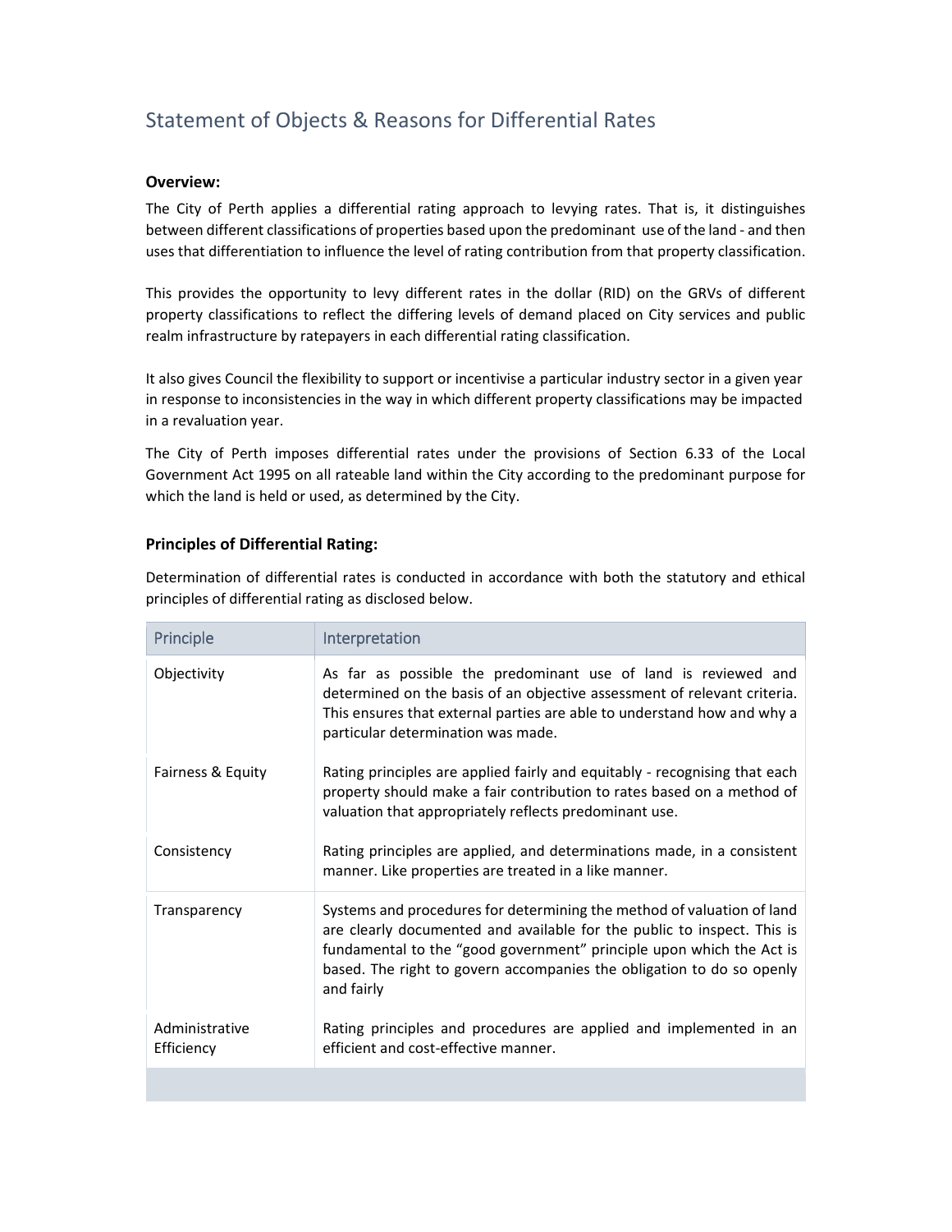# Statement of Objects & Reasons for Differential Rates

**Overview:**

The City of Perth applies a differential rating approach to levying rates. That is, it distinguishes between different classifications of properties based upon the predominant use of the land - and then uses that differentiation to influence the level of rating contribution from that property classification.

This provides the opportunity to levy different rates in the dollar (RID) on the GRVs of different property classifications to reflect the differing levels of demand placed on City services and public realm infrastructure by ratepayers in each differential rating classification.

It also gives Council the flexibility to support or incentivise a particular industry sector in a given year in response to inconsistencies in the way in which different property classifications may be impacted in a revaluation year.

The City of Perth imposes differential rates under the provisions of Section 6.33 of the Local Government Act 1995 on all rateable land within the City according to the predominant purpose for which the land is held or used, as determined by the City.

### Principles of Differential Rating:

Determination of differential rates is conducted in accordance with both the statutory and ethical principles of differential rating as disclosed below.

| Principle | Interpretation |
|---|---|
| Objectivity | As far as possible the predominant use of land is reviewed and determined on the basis of an objective assessment of relevant criteria. This ensures that external parties are able to understand how and why a particular determination was made. |
| Fairness & Equity | Rating principles are applied fairly and equitably - recognising that each property should make a fair contribution to rates based on a method of valuation that appropriately reflects predominant use. |
| Consistency | Rating principles are applied, and determinations made, in a consistent manner. Like properties are treated in a like manner. |
| Transparency | Systems and procedures for determining the method of valuation of land are clearly documented and available for the public to inspect. This is fundamental to the "good government" principle upon which the Act is based. The right to govern accompanies the obligation to do so openly and fairly |
| Administrative Efficiency | Rating principles and procedures are applied and implemented in an efficient and cost-effective manner. |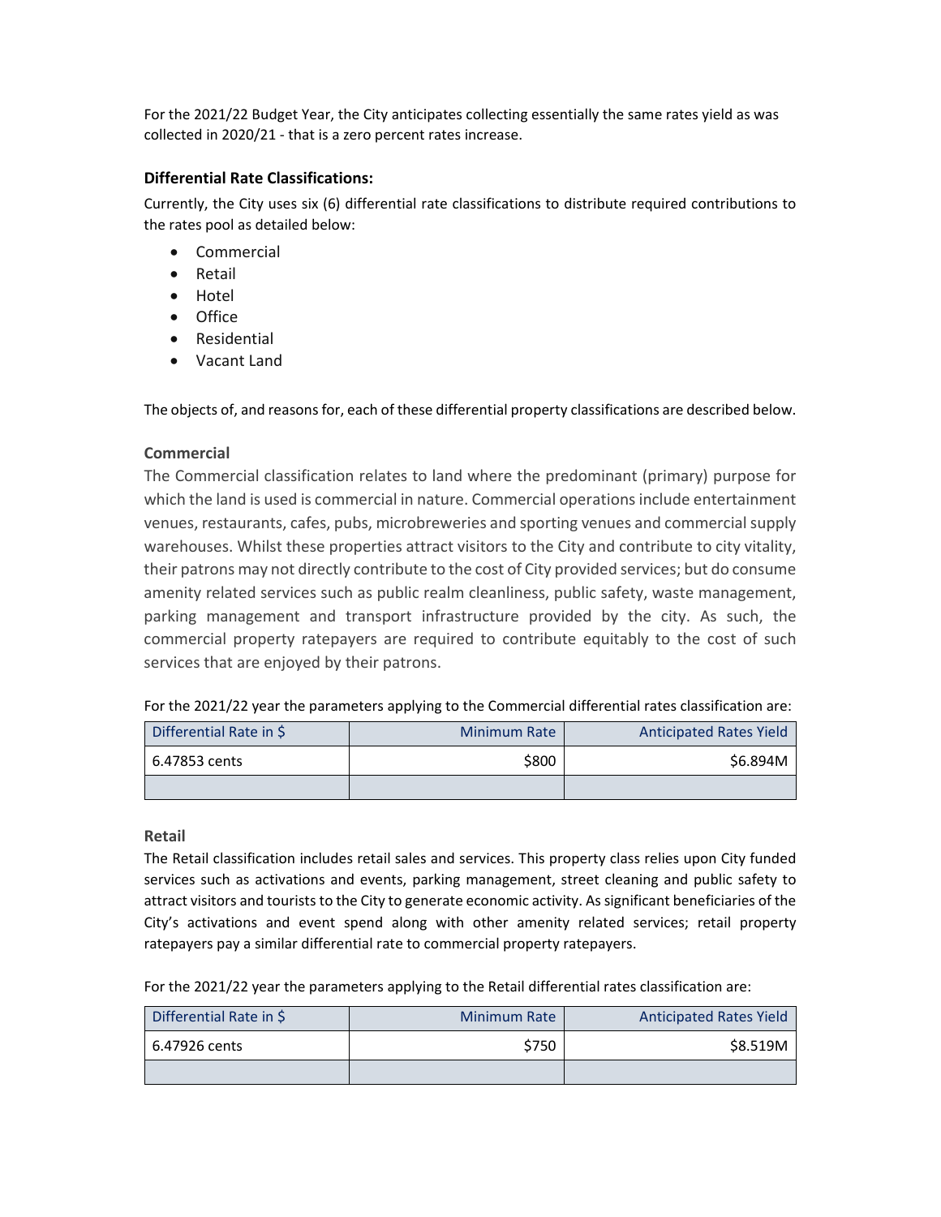For the 2021/22 Budget Year, the City anticipates collecting essentially the same rates yield as was collected in 2020/21 - that is a zero percent rates increase.

### Differential Rate Classifications:

Currently, the City uses six (6) differential rate classifications to distribute required contributions to the rates pool as detailed below:

- Commercial
- Retail
- Hotel
- Office
- Residential
- Vacant Land

The objects of, and reasons for, each of these differential property classifications are described below.

#### Commercial

The Commercial classification relates to land where the predominant (primary) purpose for which the land is used is commercial in nature. Commercial operations include entertainment venues, restaurants, cafes, pubs, microbreweries and sporting venues and commercial supply warehouses. Whilst these properties attract visitors to the City and contribute to city vitality, their patrons may not directly contribute to the cost of City provided services; but do consume amenity related services such as public realm cleanliness, public safety, waste management, parking management and transport infrastructure provided by the city. As such, the commercial property ratepayers are required to contribute equitably to the cost of such services that are enjoyed by their patrons.

For the 2021/22 year the parameters applying to the Commercial differential rates classification are:

| Differential Rate in $ | Minimum Rate | Anticipated Rates Yield |
|---|---|---|
| 6.47853 cents | $800 | $6.894M |
| | | |

#### Retail

The Retail classification includes retail sales and services. This property class relies upon City funded services such as activations and events, parking management, street cleaning and public safety to attract visitors and tourists to the City to generate economic activity. As significant beneficiaries of the City's activations and event spend along with other amenity related services; retail property ratepayers pay a similar differential rate to commercial property ratepayers.

For the 2021/22 year the parameters applying to the Retail differential rates classification are:

| Differential Rate in $ | Minimum Rate | Anticipated Rates Yield |
|---|---|---|
| 6.47926 cents | $750 | $8.519M |
| | | |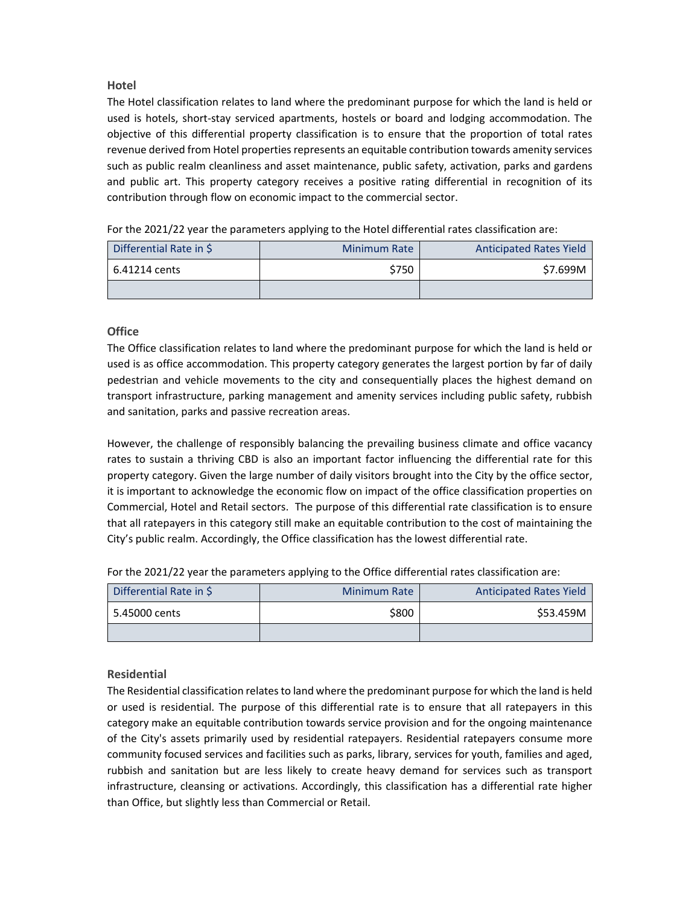### Hotel

The Hotel classification relates to land where the predominant purpose for which the land is held or used is hotels, short-stay serviced apartments, hostels or board and lodging accommodation. The objective of this differential property classification is to ensure that the proportion of total rates revenue derived from Hotel properties represents an equitable contribution towards amenity services such as public realm cleanliness and asset maintenance, public safety, activation, parks and gardens and public art. This property category receives a positive rating differential in recognition of its contribution through flow on economic impact to the commercial sector.

For the 2021/22 year the parameters applying to the Hotel differential rates classification are:

| Differential Rate in $ | Minimum Rate | Anticipated Rates Yield |
|---|---:|---:|
| 6.41214 cents | $750 | $7.699M |
| | | |

### Office

The Office classification relates to land where the predominant purpose for which the land is held or used is as office accommodation. This property category generates the largest portion by far of daily pedestrian and vehicle movements to the city and consequentially places the highest demand on transport infrastructure, parking management and amenity services including public safety, rubbish and sanitation, parks and passive recreation areas.

However, the challenge of responsibly balancing the prevailing business climate and office vacancy rates to sustain a thriving CBD is also an important factor influencing the differential rate for this property category. Given the large number of daily visitors brought into the City by the office sector, it is important to acknowledge the economic flow on impact of the office classification properties on Commercial, Hotel and Retail sectors. The purpose of this differential rate classification is to ensure that all ratepayers in this category still make an equitable contribution to the cost of maintaining the City's public realm. Accordingly, the Office classification has the lowest differential rate.

For the 2021/22 year the parameters applying to the Office differential rates classification are:

| Differential Rate in $ | Minimum Rate | Anticipated Rates Yield |
|---|---:|---:|
| 5.45000 cents | $800 | $53.459M |
| | | |

### Residential

The Residential classification relates to land where the predominant purpose for which the land is held or used is residential. The purpose of this differential rate is to ensure that all ratepayers in this category make an equitable contribution towards service provision and for the ongoing maintenance of the City's assets primarily used by residential ratepayers. Residential ratepayers consume more community focused services and facilities such as parks, library, services for youth, families and aged, rubbish and sanitation but are less likely to create heavy demand for services such as transport infrastructure, cleansing or activations. Accordingly, this classification has a differential rate higher than Office, but slightly less than Commercial or Retail.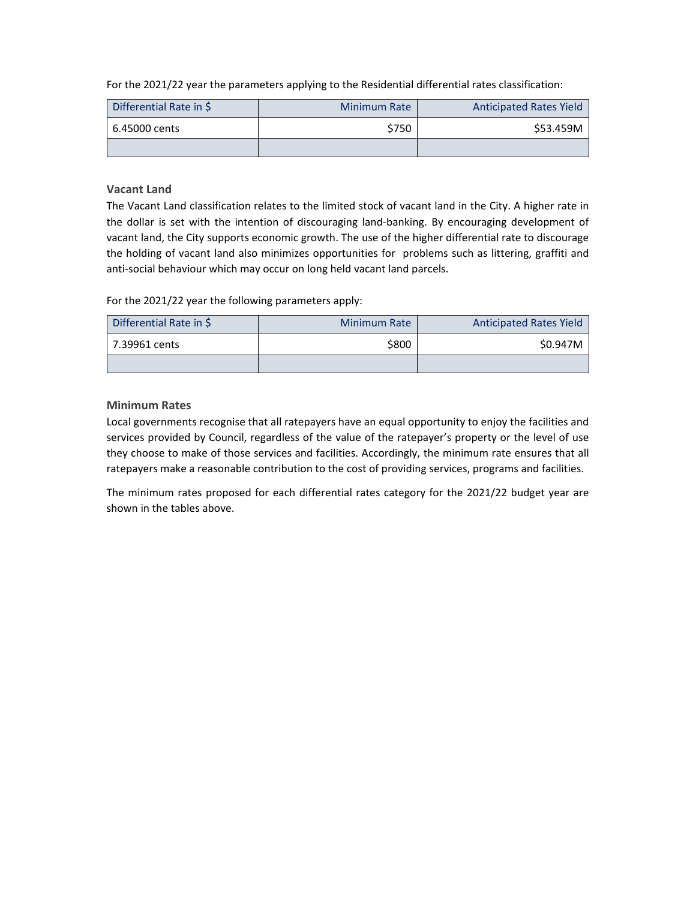For the 2021/22 year the parameters applying to the Residential differential rates classification:

| Differential Rate in $ | Minimum Rate | Anticipated Rates Yield |
| --- | --- | --- |
| 6.45000 cents | $750 | $53.459M |
| | | |

### Vacant Land

The Vacant Land classification relates to the limited stock of vacant land in the City. A higher rate in the dollar is set with the intention of discouraging land-banking. By encouraging development of vacant land, the City supports economic growth. The use of the higher differential rate to discourage the holding of vacant land also minimizes opportunities for problems such as littering, graffiti and anti-social behaviour which may occur on long held vacant land parcels.

For the 2021/22 year the following parameters apply:

| Differential Rate in $ | Minimum Rate | Anticipated Rates Yield |
| --- | --- | --- |
| 7.39961 cents | $800 | $0.947M |
| | | |

### Minimum Rates

Local governments recognise that all ratepayers have an equal opportunity to enjoy the facilities and services provided by Council, regardless of the value of the ratepayer's property or the level of use they choose to make of those services and facilities. Accordingly, the minimum rate ensures that all ratepayers make a reasonable contribution to the cost of providing services, programs and facilities.

The minimum rates proposed for each differential rates category for the 2021/22 budget year are shown in the tables above.